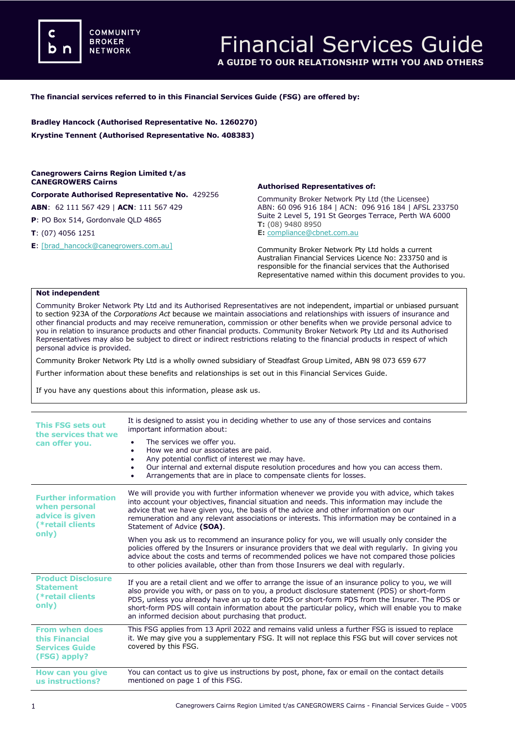# Financial Services Guide

**A GUIDE TO OUR RELATIONSHIP WITH YOU AND OTHERS**

**The financial services referred to in this Financial Services Guide (FSG) are offered by:**

**Bradley Hancock (Authorised Representative No. 1260270)**

**Krystine Tennent (Authorised Representative No. 408383)**

**Canegrowers Cairns Region Limited t/as CANEGROWERS Cairns**

**Corporate Authorised Representative No.** 429256

**ABN**: 62 111 567 429 | **ACN**: 111 567 429

**P**: PO Box 514, Gordonvale QLD 4865

**T**: (07) 4056 1251

**E**: [brad_hancock@canegrowers.com.au]

**Authorised Representatives of:**

Community Broker Network Pty Ltd (the Licensee)
ABN: 60 096 916 184 | ACN: 096 916 184 | AFSL 233750
Suite 2 Level 5, 191 St Georges Terrace, Perth WA 6000
**T:** (08) 9480 8950
**E:** compliance@cbnet.com.au

Community Broker Network Pty Ltd holds a current Australian Financial Services Licence No: 233750 and is responsible for the financial services that the Authorised Representative named within this document provides to you.

**Not independent**

Community Broker Network Pty Ltd and its Authorised Representatives are not independent, impartial or unbiased pursuant to section 923A of the *Corporations Act* because we maintain associations and relationships with issuers of insurance and other financial products and may receive remuneration, commission or other benefits when we provide personal advice to you in relation to insurance products and other financial products. Community Broker Network Pty Ltd and its Authorised Representatives may also be subject to direct or indirect restrictions relating to the financial products in respect of which personal advice is provided.

Community Broker Network Pty Ltd is a wholly owned subsidiary of Steadfast Group Limited, ABN 98 073 659 677

Further information about these benefits and relationships is set out in this Financial Services Guide.

If you have any questions about this information, please ask us.

## This FSG sets out the services that we can offer you.

It is designed to assist you in deciding whether to use any of those services and contains important information about:

- The services we offer you.
- How we and our associates are paid.
- Any potential conflict of interest we may have.
- Our internal and external dispute resolution procedures and how you can access them.
- Arrangements that are in place to compensate clients for losses.

## Further information when personal advice is given (*retail clients only)

We will provide you with further information whenever we provide you with advice, which takes into account your objectives, financial situation and needs. This information may include the advice that we have given you, the basis of the advice and other information on our remuneration and any relevant associations or interests. This information may be contained in a Statement of Advice **(SOA)**.

When you ask us to recommend an insurance policy for you, we will usually only consider the policies offered by the Insurers or insurance providers that we deal with regularly. In giving you advice about the costs and terms of recommended polices we have not compared those policies to other policies available, other than from those Insurers we deal with regularly.

## Product Disclosure Statement (*retail clients only)

If you are a retail client and we offer to arrange the issue of an insurance policy to you, we will also provide you with, or pass on to you, a product disclosure statement (PDS) or short-form PDS, unless you already have an up to date PDS or short-form PDS from the Insurer. The PDS or short-form PDS will contain information about the particular policy, which will enable you to make an informed decision about purchasing that product.

## From when does this Financial Services Guide (FSG) apply?

This FSG applies from 13 April 2022 and remains valid unless a further FSG is issued to replace it. We may give you a supplementary FSG. It will not replace this FSG but will cover services not covered by this FSG.

## How can you give us instructions?

You can contact us to give us instructions by post, phone, fax or email on the contact details mentioned on page 1 of this FSG.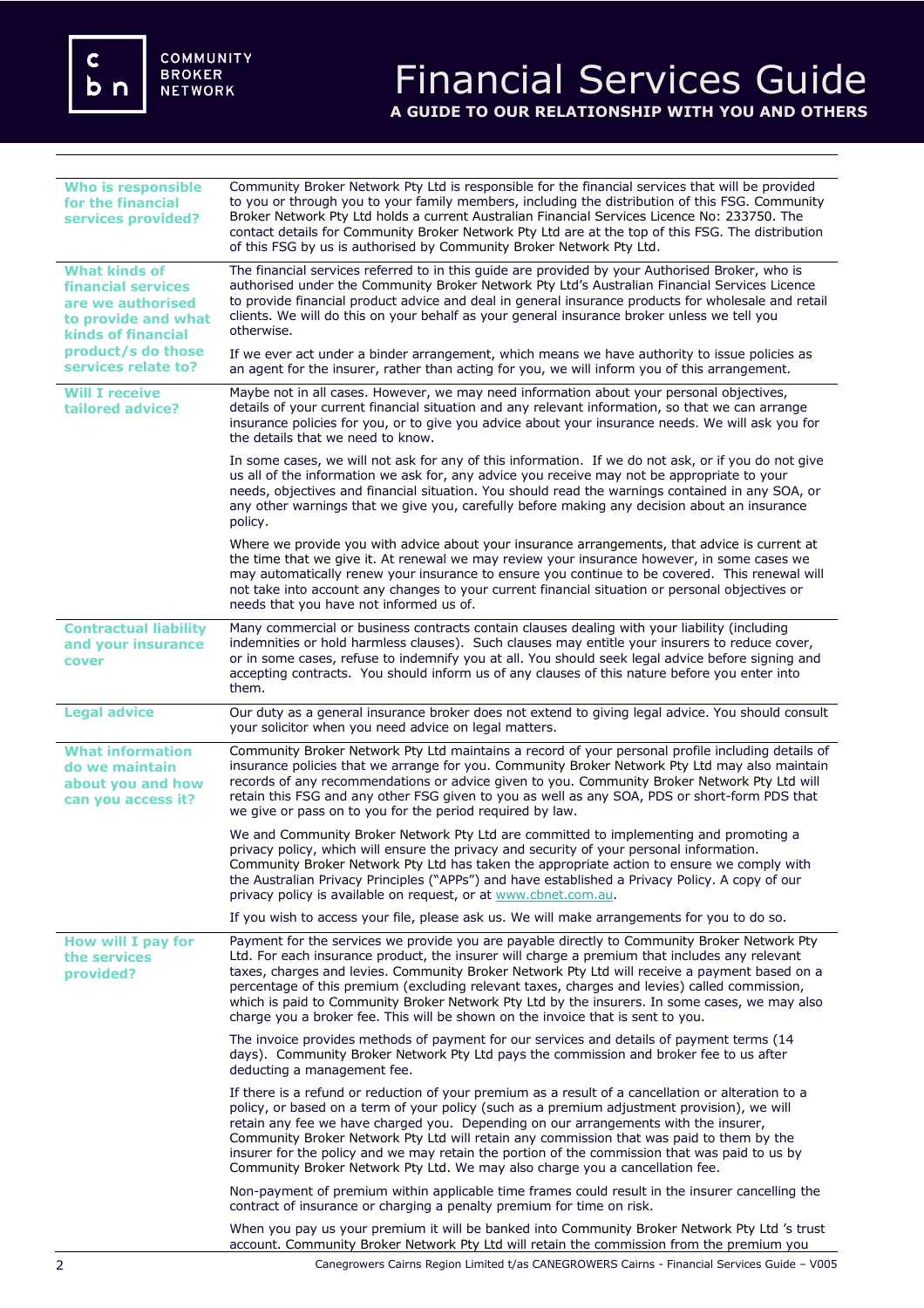# Financial Services Guide

**A GUIDE TO OUR RELATIONSHIP WITH YOU AND OTHERS**

### Who is responsible for the financial services provided?

Community Broker Network Pty Ltd is responsible for the financial services that will be provided to you or through you to your family members, including the distribution of this FSG. Community Broker Network Pty Ltd holds a current Australian Financial Services Licence No: 233750. The contact details for Community Broker Network Pty Ltd are at the top of this FSG. The distribution of this FSG by us is authorised by Community Broker Network Pty Ltd.

### What kinds of financial services are we authorised to provide and what kinds of financial product/s do those services relate to?

The financial services referred to in this guide are provided by your Authorised Broker, who is authorised under the Community Broker Network Pty Ltd's Australian Financial Services Licence to provide financial product advice and deal in general insurance products for wholesale and retail clients. We will do this on your behalf as your general insurance broker unless we tell you otherwise.

If we ever act under a binder arrangement, which means we have authority to issue policies as an agent for the insurer, rather than acting for you, we will inform you of this arrangement.

### Will I receive tailored advice?

Maybe not in all cases. However, we may need information about your personal objectives, details of your current financial situation and any relevant information, so that we can arrange insurance policies for you, or to give you advice about your insurance needs. We will ask you for the details that we need to know.

In some cases, we will not ask for any of this information. If we do not ask, or if you do not give us all of the information we ask for, any advice you receive may not be appropriate to your needs, objectives and financial situation. You should read the warnings contained in any SOA, or any other warnings that we give you, carefully before making any decision about an insurance policy.

Where we provide you with advice about your insurance arrangements, that advice is current at the time that we give it. At renewal we may review your insurance however, in some cases we may automatically renew your insurance to ensure you continue to be covered. This renewal will not take into account any changes to your current financial situation or personal objectives or needs that you have not informed us of.

### Contractual liability and your insurance cover

Many commercial or business contracts contain clauses dealing with your liability (including indemnities or hold harmless clauses). Such clauses may entitle your insurers to reduce cover, or in some cases, refuse to indemnify you at all. You should seek legal advice before signing and accepting contracts. You should inform us of any clauses of this nature before you enter into them.

### Legal advice

Our duty as a general insurance broker does not extend to giving legal advice. You should consult your solicitor when you need advice on legal matters.

### What information do we maintain about you and how can you access it?

Community Broker Network Pty Ltd maintains a record of your personal profile including details of insurance policies that we arrange for you. Community Broker Network Pty Ltd may also maintain records of any recommendations or advice given to you. Community Broker Network Pty Ltd will retain this FSG and any other FSG given to you as well as any SOA, PDS or short-form PDS that we give or pass on to you for the period required by law.

We and Community Broker Network Pty Ltd are committed to implementing and promoting a privacy policy, which will ensure the privacy and security of your personal information. Community Broker Network Pty Ltd has taken the appropriate action to ensure we comply with the Australian Privacy Principles ("APPs") and have established a Privacy Policy. A copy of our privacy policy is available on request, or at www.cbnet.com.au.

If you wish to access your file, please ask us. We will make arrangements for you to do so.

### How will I pay for the services provided?

Payment for the services we provide you are payable directly to Community Broker Network Pty Ltd. For each insurance product, the insurer will charge a premium that includes any relevant taxes, charges and levies. Community Broker Network Pty Ltd will receive a payment based on a percentage of this premium (excluding relevant taxes, charges and levies) called commission, which is paid to Community Broker Network Pty Ltd by the insurers. In some cases, we may also charge you a broker fee. This will be shown on the invoice that is sent to you.

The invoice provides methods of payment for our services and details of payment terms (14 days). Community Broker Network Pty Ltd pays the commission and broker fee to us after deducting a management fee.

If there is a refund or reduction of your premium as a result of a cancellation or alteration to a policy, or based on a term of your policy (such as a premium adjustment provision), we will retain any fee we have charged you. Depending on our arrangements with the insurer, Community Broker Network Pty Ltd will retain any commission that was paid to them by the insurer for the policy and we may retain the portion of the commission that was paid to us by Community Broker Network Pty Ltd. We may also charge you a cancellation fee.

Non-payment of premium within applicable time frames could result in the insurer cancelling the contract of insurance or charging a penalty premium for time on risk.

When you pay us your premium it will be banked into Community Broker Network Pty Ltd 's trust account. Community Broker Network Pty Ltd will retain the commission from the premium you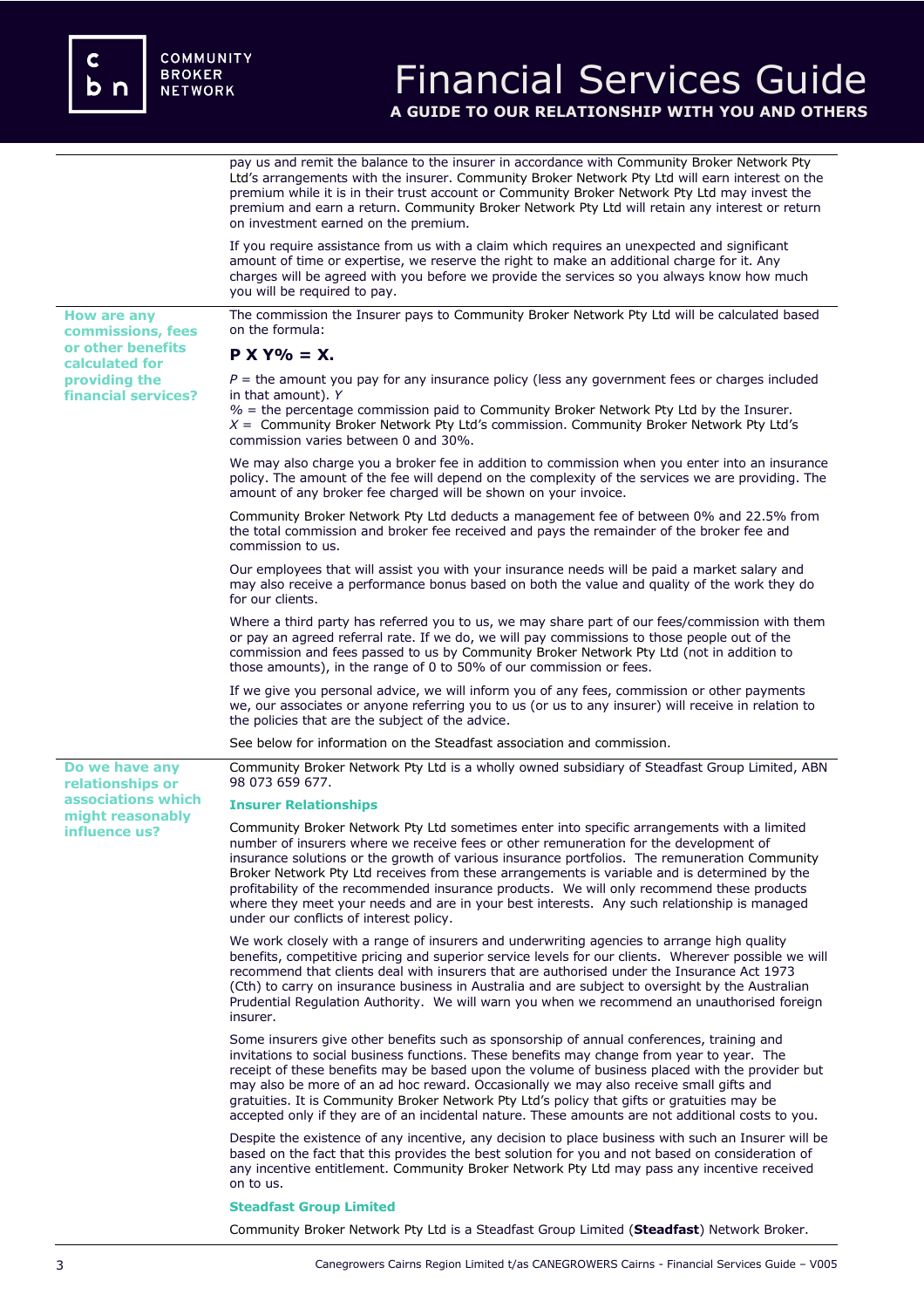pay us and remit the balance to the insurer in accordance with Community Broker Network Pty Ltd's arrangements with the insurer. Community Broker Network Pty Ltd will earn interest on the premium while it is in their trust account or Community Broker Network Pty Ltd may invest the premium and earn a return. Community Broker Network Pty Ltd will retain any interest or return on investment earned on the premium.

If you require assistance from us with a claim which requires an unexpected and significant amount of time or expertise, we reserve the right to make an additional charge for it. Any charges will be agreed with you before we provide the services so you always know how much you will be required to pay.

### How are any commissions, fees or other benefits calculated for providing the financial services?

The commission the Insurer pays to Community Broker Network Pty Ltd will be calculated based on the formula:

**P X Y% = X.**

*P* = the amount you pay for any insurance policy (less any government fees or charges included in that amount). *Y*
% = the percentage commission paid to Community Broker Network Pty Ltd by the Insurer.
*X* = Community Broker Network Pty Ltd's commission. Community Broker Network Pty Ltd's commission varies between 0 and 30%.

We may also charge you a broker fee in addition to commission when you enter into an insurance policy. The amount of the fee will depend on the complexity of the services we are providing. The amount of any broker fee charged will be shown on your invoice.

Community Broker Network Pty Ltd deducts a management fee of between 0% and 22.5% from the total commission and broker fee received and pays the remainder of the broker fee and commission to us.

Our employees that will assist you with your insurance needs will be paid a market salary and may also receive a performance bonus based on both the value and quality of the work they do for our clients.

Where a third party has referred you to us, we may share part of our fees/commission with them or pay an agreed referral rate. If we do, we will pay commissions to those people out of the commission and fees passed to us by Community Broker Network Pty Ltd (not in addition to those amounts), in the range of 0 to 50% of our commission or fees.

If we give you personal advice, we will inform you of any fees, commission or other payments we, our associates or anyone referring you to us (or us to any insurer) will receive in relation to the policies that are the subject of the advice.

See below for information on the Steadfast association and commission.

### Do we have any relationships or associations which might reasonably influence us?

Community Broker Network Pty Ltd is a wholly owned subsidiary of Steadfast Group Limited, ABN 98 073 659 677.

#### Insurer Relationships

Community Broker Network Pty Ltd sometimes enter into specific arrangements with a limited number of insurers where we receive fees or other remuneration for the development of insurance solutions or the growth of various insurance portfolios. The remuneration Community Broker Network Pty Ltd receives from these arrangements is variable and is determined by the profitability of the recommended insurance products. We will only recommend these products where they meet your needs and are in your best interests. Any such relationship is managed under our conflicts of interest policy.

We work closely with a range of insurers and underwriting agencies to arrange high quality benefits, competitive pricing and superior service levels for our clients. Wherever possible we will recommend that clients deal with insurers that are authorised under the Insurance Act 1973 (Cth) to carry on insurance business in Australia and are subject to oversight by the Australian Prudential Regulation Authority. We will warn you when we recommend an unauthorised foreign insurer.

Some insurers give other benefits such as sponsorship of annual conferences, training and invitations to social business functions. These benefits may change from year to year. The receipt of these benefits may be based upon the volume of business placed with the provider but may also be more of an ad hoc reward. Occasionally we may also receive small gifts and gratuities. It is Community Broker Network Pty Ltd's policy that gifts or gratuities may be accepted only if they are of an incidental nature. These amounts are not additional costs to you.

Despite the existence of any incentive, any decision to place business with such an Insurer will be based on the fact that this provides the best solution for you and not based on consideration of any incentive entitlement. Community Broker Network Pty Ltd may pass any incentive received on to us.

#### Steadfast Group Limited

Community Broker Network Pty Ltd is a Steadfast Group Limited (**Steadfast**) Network Broker.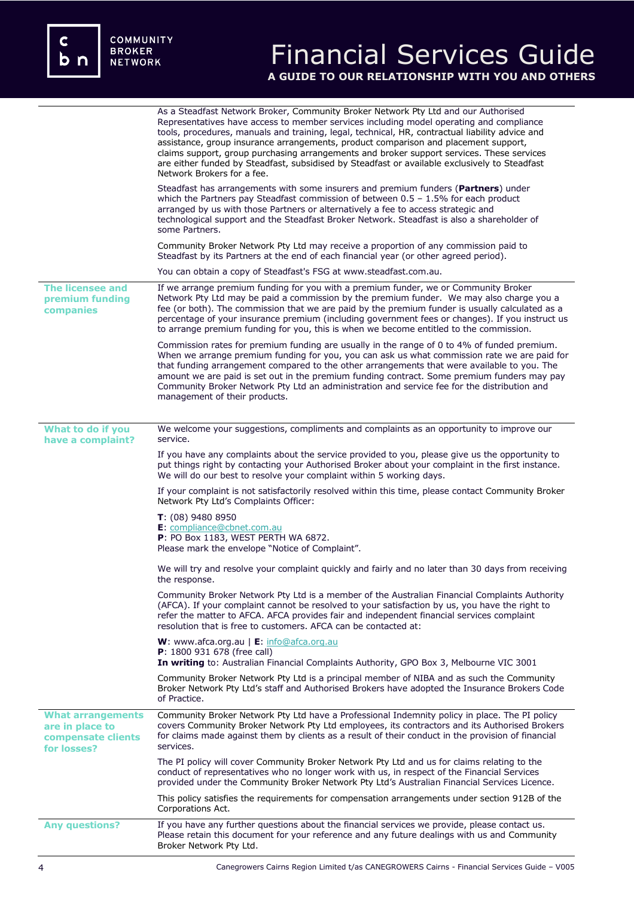As a Steadfast Network Broker, Community Broker Network Pty Ltd and our Authorised Representatives have access to member services including model operating and compliance tools, procedures, manuals and training, legal, technical, HR, contractual liability advice and assistance, group insurance arrangements, product comparison and placement support, claims support, group purchasing arrangements and broker support services. These services are either funded by Steadfast, subsidised by Steadfast or available exclusively to Steadfast Network Brokers for a fee.

Steadfast has arrangements with some insurers and premium funders (**Partners**) under which the Partners pay Steadfast commission of between 0.5 – 1.5% for each product arranged by us with those Partners or alternatively a fee to access strategic and technological support and the Steadfast Broker Network. Steadfast is also a shareholder of some Partners.

Community Broker Network Pty Ltd may receive a proportion of any commission paid to Steadfast by its Partners at the end of each financial year (or other agreed period).

You can obtain a copy of Steadfast's FSG at www.steadfast.com.au.

## The licensee and premium funding companies

If we arrange premium funding for you with a premium funder, we or Community Broker Network Pty Ltd may be paid a commission by the premium funder. We may also charge you a fee (or both). The commission that we are paid by the premium funder is usually calculated as a percentage of your insurance premium (including government fees or changes). If you instruct us to arrange premium funding for you, this is when we become entitled to the commission.

Commission rates for premium funding are usually in the range of 0 to 4% of funded premium. When we arrange premium funding for you, you can ask us what commission rate we are paid for that funding arrangement compared to the other arrangements that were available to you. The amount we are paid is set out in the premium funding contract. Some premium funders may pay Community Broker Network Pty Ltd an administration and service fee for the distribution and management of their products.

## What to do if you have a complaint?

We welcome your suggestions, compliments and complaints as an opportunity to improve our service.

If you have any complaints about the service provided to you, please give us the opportunity to put things right by contacting your Authorised Broker about your complaint in the first instance. We will do our best to resolve your complaint within 5 working days.

If your complaint is not satisfactorily resolved within this time, please contact Community Broker Network Pty Ltd's Complaints Officer:

**T**: (08) 9480 8950
**E**: compliance@cbnet.com.au
**P**: PO Box 1183, WEST PERTH WA 6872.
Please mark the envelope "Notice of Complaint".

We will try and resolve your complaint quickly and fairly and no later than 30 days from receiving the response.

Community Broker Network Pty Ltd is a member of the Australian Financial Complaints Authority (AFCA). If your complaint cannot be resolved to your satisfaction by us, you have the right to refer the matter to AFCA. AFCA provides fair and independent financial services complaint resolution that is free to customers. AFCA can be contacted at:

**W**: www.afca.org.au | **E**: info@afca.org.au
**P**: 1800 931 678 (free call)
**In writing** to: Australian Financial Complaints Authority, GPO Box 3, Melbourne VIC 3001

Community Broker Network Pty Ltd is a principal member of NIBA and as such the Community Broker Network Pty Ltd's staff and Authorised Brokers have adopted the Insurance Brokers Code of Practice.

## What arrangements are in place to compensate clients for losses?

Community Broker Network Pty Ltd have a Professional Indemnity policy in place. The PI policy covers Community Broker Network Pty Ltd employees, its contractors and its Authorised Brokers for claims made against them by clients as a result of their conduct in the provision of financial services.

The PI policy will cover Community Broker Network Pty Ltd and us for claims relating to the conduct of representatives who no longer work with us, in respect of the Financial Services provided under the Community Broker Network Pty Ltd's Australian Financial Services Licence.

This policy satisfies the requirements for compensation arrangements under section 912B of the Corporations Act.

## Any questions?

If you have any further questions about the financial services we provide, please contact us. Please retain this document for your reference and any future dealings with us and Community Broker Network Pty Ltd.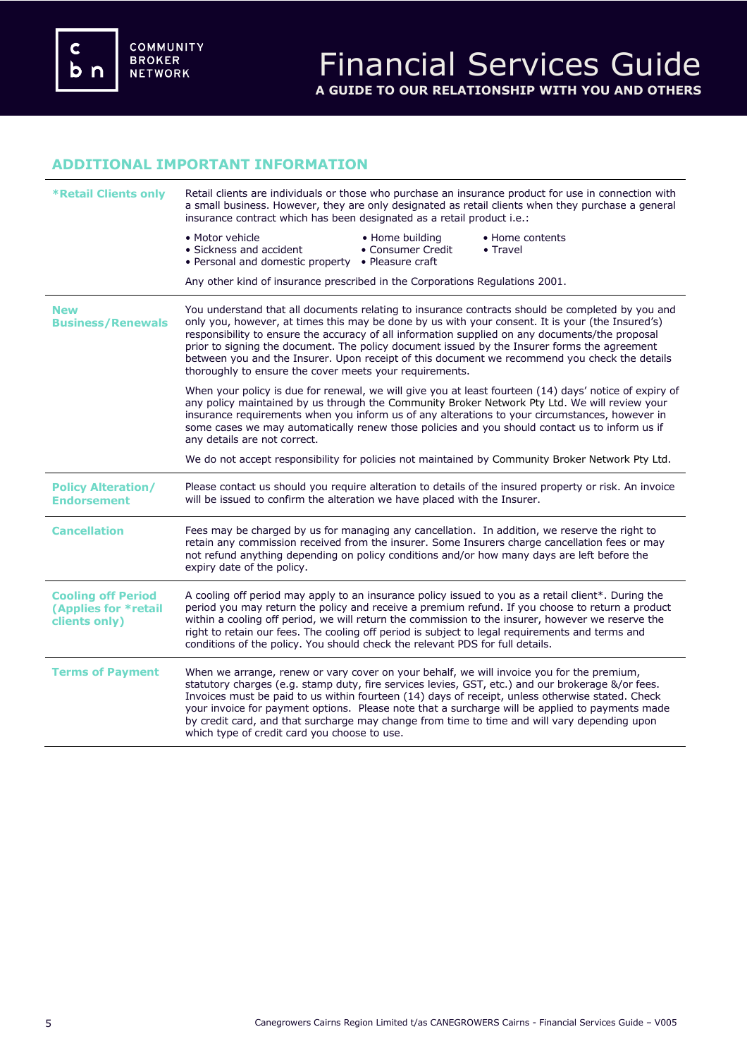## ADDITIONAL IMPORTANT INFORMATION

| | |
|---|---|
| **\*Retail Clients only** | Retail clients are individuals or those who purchase an insurance product for use in connection with a small business. However, they are only designated as retail clients when they purchase a general insurance contract which has been designated as a retail product i.e.: • Motor vehicle • Home building • Home contents • Sickness and accident • Consumer Credit • Travel • Personal and domestic property • Pleasure craft<br><br>Any other kind of insurance prescribed in the Corporations Regulations 2001. |
| **New Business/Renewals** | You understand that all documents relating to insurance contracts should be completed by you and only you, however, at times this may be done by us with your consent. It is your (the Insured's) responsibility to ensure the accuracy of all information supplied on any documents/the proposal prior to signing the document. The policy document issued by the Insurer forms the agreement between you and the Insurer. Upon receipt of this document we recommend you check the details thoroughly to ensure the cover meets your requirements.<br><br>When your policy is due for renewal, we will give you at least fourteen (14) days' notice of expiry of any policy maintained by us through the Community Broker Network Pty Ltd. We will review your insurance requirements when you inform us of any alterations to your circumstances, however in some cases we may automatically renew those policies and you should contact us to inform us if any details are not correct.<br><br>We do not accept responsibility for policies not maintained by Community Broker Network Pty Ltd. |
| **Policy Alteration/ Endorsement** | Please contact us should you require alteration to details of the insured property or risk. An invoice will be issued to confirm the alteration we have placed with the Insurer. |
| **Cancellation** | Fees may be charged by us for managing any cancellation. In addition, we reserve the right to retain any commission received from the insurer. Some Insurers charge cancellation fees or may not refund anything depending on policy conditions and/or how many days are left before the expiry date of the policy. |
| **Cooling off Period (Applies for \*retail clients only)** | A cooling off period may apply to an insurance policy issued to you as a retail client\*. During the period you may return the policy and receive a premium refund. If you choose to return a product within a cooling off period, we will return the commission to the insurer, however we reserve the right to retain our fees. The cooling off period is subject to legal requirements and terms and conditions of the policy. You should check the relevant PDS for full details. |
| **Terms of Payment** | When we arrange, renew or vary cover on your behalf, we will invoice you for the premium, statutory charges (e.g. stamp duty, fire services levies, GST, etc.) and our brokerage &/or fees. Invoices must be paid to us within fourteen (14) days of receipt, unless otherwise stated. Check your invoice for payment options. Please note that a surcharge will be applied to payments made by credit card, and that surcharge may change from time to time and will vary depending upon which type of credit card you choose to use. |